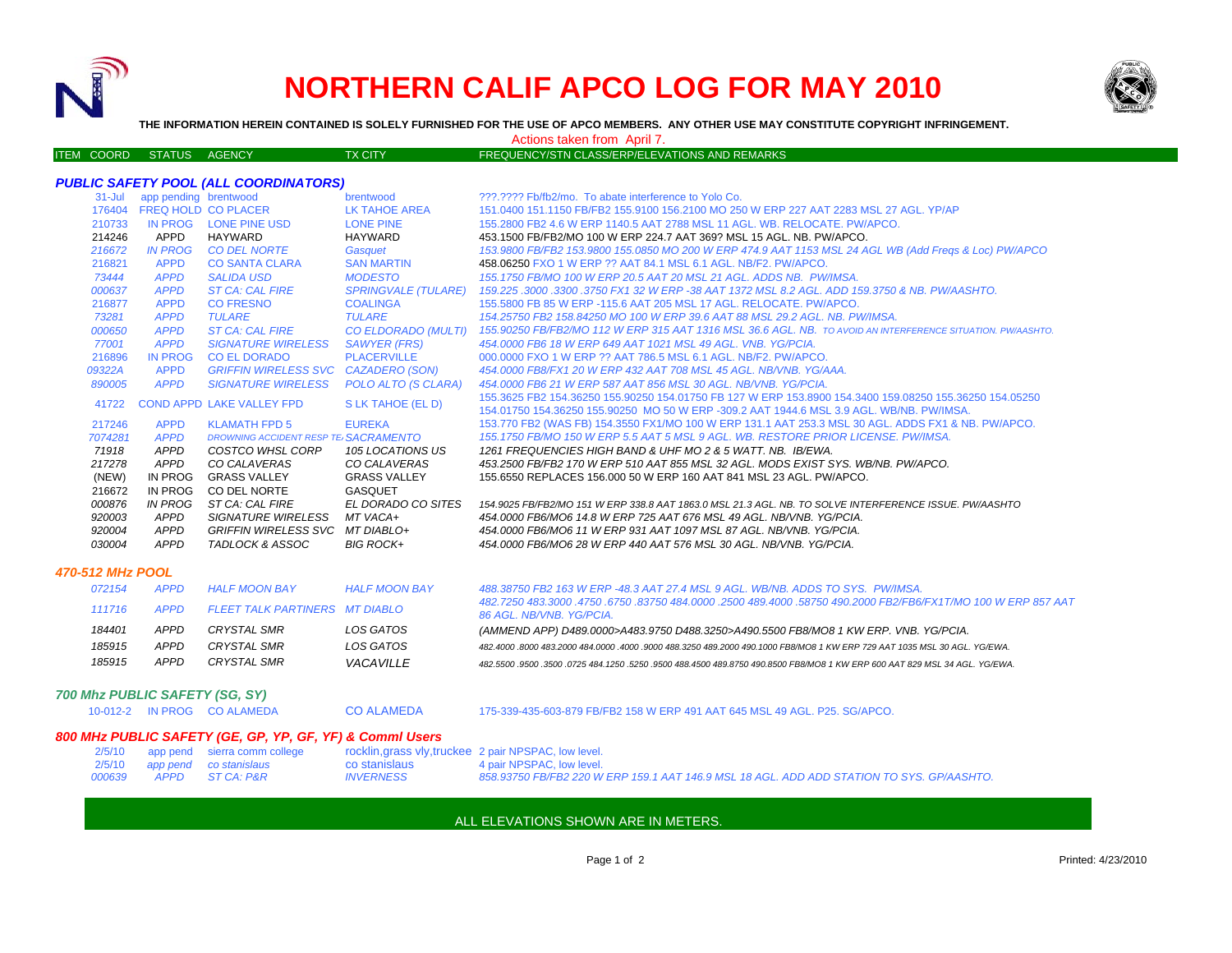# NORTHERN CALIF APCO LOG FOR MAY 2010

**THE INFORMATION HEREIN CONTAINED IS SOLELY FURNISHED FOR THE USE OF APCO MEMBERS. ANY OTHER USE MAY CONSTITUTE COPYRIGHT INFRINGEMENT.**

Actions taken from April 7.

| ITEM COORD | STATUS | AGENCY | TX CITY | FREQUENCY/STN CLASS/ERP/ELEVATIONS AND REMARKS |
|---|---|---|---|---|

### *PUBLIC SAFETY POOL (ALL COORDINATORS)*

| ITEM COORD | STATUS | AGENCY | TX CITY | FREQUENCY/STN CLASS/ERP/ELEVATIONS AND REMARKS |
|---|---|---|---|---|
| 31-Jul | app pending | brentwood | brentwood | ???.???? Fb/fb2/mo. To abate interference to Yolo Co. |
| 176404 | FREQ HOLD | CO PLACER | LK TAHOE AREA | 151.0400 151.1150 FB/FB2 155.9100 156.2100 MO 250 W ERP 227 AAT 2283 MSL 27 AGL. YP/AP |
| 210733 | IN PROG | LONE PINE USD | LONE PINE | 155.2800 FB2 4.6 W ERP 1140.5 AAT 2788 MSL 11 AGL. WB. RELOCATE. PW/APCO. |
| 214246 | APPD | HAYWARD | HAYWARD | 453.1500 FB/FB2/MO 100 W ERP 224.7 AAT 369? MSL 15 AGL. NB. PW/APCO. |
| *216672* | *IN PROG* | *CO DEL NORTE* | *Gasquet* | *153.9800 FB/FB2 153.9800 155.0850 MO 200 W ERP 474.9 AAT 1153 MSL 24 AGL WB (Add Freqs & Loc) PW/APCO* |
| 216821 | APPD | CO SANTA CLARA | SAN MARTIN | 458.06250 FXO 1 W ERP ?? AAT 84.1 MSL 6.1 AGL. NB/F2. PW/APCO. |
| *73444* | *APPD* | *SALIDA USD* | *MODESTO* | *155.1750 FB/MO 100 W ERP 20.5 AAT 20 MSL 21 AGL. ADDS NB. PW/IMSA.* |
| *000637* | *APPD* | *ST CA: CAL FIRE* | *SPRINGVALE (TULARE)* | *159.225 .3000 .3300 .3750 FX1 32 W ERP -38 AAT 1372 MSL 8.2 AGL. ADD 159.3750 & NB. PW/AASHTO.* |
| 216877 | APPD | CO FRESNO | COALINGA | 155.5800 FB 85 W ERP -115.6 AAT 205 MSL 17 AGL. RELOCATE. PW/APCO. |
| *73281* | *APPD* | *TULARE* | *TULARE* | *154.25750 FB2 158.84250 MO 100 W ERP 39.6 AAT 88 MSL 29.2 AGL. NB. PW/IMSA.* |
| *000650* | *APPD* | *ST CA: CAL FIRE* | *CO ELDORADO (MULTI)* | *155.90250 FB/FB2/MO 112 W ERP 315 AAT 1316 MSL 36.6 AGL. NB. TO AVOID AN INTERFERENCE SITUATION. PW/AASHTO.* |
| *77001* | *APPD* | *SIGNATURE WIRELESS* | *SAWYER (FRS)* | *454.0000 FB6 18 W ERP 649 AAT 1021 MSL 49 AGL. VNB. YG/PCIA.* |
| 216896 | IN PROG | CO EL DORADO | PLACERVILLE | 000.0000 FXO 1 W ERP ?? AAT 786.5 MSL 6.1 AGL. NB/F2. PW/APCO. |
| *09322A* | *APPD* | *GRIFFIN WIRELESS SVC* | *CAZADERO (SON)* | *454.0000 FB8/FX1 20 W ERP 432 AAT 708 MSL 45 AGL. NB/VNB. YG/AAA.* |
| *890005* | *APPD* | *SIGNATURE WIRELESS* | *POLO ALTO (S CLARA)* | *454.0000 FB6 21 W ERP 587 AAT 856 MSL 30 AGL. NB/VNB. YG/PCIA.* |
| 41722 | COND APPD | LAKE VALLEY FPD | S LK TAHOE (EL D) | 155.3625 FB2 154.36250 155.90250 154.01750 FB 127 W ERP 153.8900 154.3400 159.08250 155.36250 154.05250 154.01750 154.36250 155.90250 MO 50 W ERP -309.2 AAT 1944.6 MSL 3.9 AGL. WB/NB. PW/IMSA. |
| 217246 | APPD | KLAMATH FPD 5 | EUREKA | 153.770 FB2 (WAS FB) 154.3550 FX1/MO 100 W ERP 131.1 AAT 253.3 MSL 30 AGL. ADDS FX1 & NB. PW/APCO. |
| *7074281* | *APPD* | *DROWNING ACCIDENT RESP TE* | *SACRAMENTO* | *155.1750 FB/MO 150 W ERP 5.5 AAT 5 MSL 9 AGL. WB. RESTORE PRIOR LICENSE. PW/IMSA.* |
| *71918* | *APPD* | *COSTCO WHSL CORP* | *105 LOCATIONS US* | *1261 FREQUENCIES HIGH BAND & UHF MO 2 & 5 WATT. NB. IB/EWA.* |
| *217278* | *APPD* | *CO CALAVERAS* | *CO CALAVERAS* | *453.2500 FB/FB2 170 W ERP 510 AAT 855 MSL 32 AGL. MODS EXIST SYS. WB/NB. PW/APCO.* |
| (NEW) | IN PROG | GRASS VALLEY | GRASS VALLEY | 155.6550 REPLACES 156.000 50 W ERP 160 AAT 841 MSL 23 AGL. PW/APCO. |
| 216672 | IN PROG | CO DEL NORTE | GASQUET | |
| *000876* | *IN PROG* | *ST CA: CAL FIRE* | *EL DORADO CO SITES* | *154.9025 FB/FB2/MO 151 W ERP 338.8 AAT 1863.0 MSL 21.3 AGL. NB. TO SOLVE INTERFERENCE ISSUE. PW/AASHTO* |
| *920003* | *APPD* | *SIGNATURE WIRELESS* | *MT VACA+* | *454.0000 FB6/MO6 14.8 W ERP 725 AAT 676 MSL 49 AGL. NB/VNB. YG/PCIA.* |
| *920004* | *APPD* | *GRIFFIN WIRELESS SVC* | *MT DIABLO+* | *454.0000 FB6/MO6 11 W ERP 931 AAT 1097 MSL 87 AGL. NB/VNB. YG/PCIA.* |
| *030004* | *APPD* | *TADLOCK & ASSOC* | *BIG ROCK+* | *454.0000 FB6/MO6 28 W ERP 440 AAT 576 MSL 30 AGL. NB/VNB. YG/PCIA.* |

### *470-512 MHz POOL*

| ITEM COORD | STATUS | AGENCY | TX CITY | FREQUENCY/STN CLASS/ERP/ELEVATIONS AND REMARKS |
|---|---|---|---|---|
| *072154* | *APPD* | *HALF MOON BAY* | *HALF MOON BAY* | *488.38750 FB2 163 W ERP -48.3 AAT 27.4 MSL 9 AGL. WB/NB. ADDS TO SYS. PW/IMSA.* |
| *111716* | *APPD* | *FLEET TALK PARTINERS* | *MT DIABLO* | *482.7250 483.3000 .4750 .6750 .83750 484.0000 .2500 489.4000 .58750 490.2000 FB2/FB6/FX1T/MO 100 W ERP 857 AAT 86 AGL. NB/VNB. YG/PCIA.* |
| *184401* | *APPD* | *CRYSTAL SMR* | *LOS GATOS* | *(AMMEND APP) D489.0000>A483.9750 D488.3250>A490.5500 FB8/MO8 1 KW ERP. VNB. YG/PCIA.* |
| *185915* | *APPD* | *CRYSTAL SMR* | *LOS GATOS* | *482.4000 .8000 483.2000 484.0000 .4000 .9000 488.3250 489.2000 490.1000 FB8/MO8 1 KW ERP 729 AAT 1035 MSL 30 AGL. YG/EWA.* |
| *185915* | *APPD* | *CRYSTAL SMR* | *VACAVILLE* | *482.5500 .9500 .3500 .0725 484.1250 .5250 .9500 488.4500 489.8750 490.8500 FB8/MO8 1 KW ERP 600 AAT 829 MSL 34 AGL. YG/EWA.* |

### *700 Mhz PUBLIC SAFETY (SG, SY)*

| ITEM COORD | STATUS | AGENCY | TX CITY | FREQUENCY/STN CLASS/ERP/ELEVATIONS AND REMARKS |
|---|---|---|---|---|
| 10-012-2 | IN PROG | CO ALAMEDA | CO ALAMEDA | 175-339-435-603-879 FB/FB2 158 W ERP 491 AAT 645 MSL 49 AGL. P25. SG/APCO. |

### *800 MHz PUBLIC SAFETY (GE, GP, YP, GF, YF) & Comml Users*

| ITEM COORD | STATUS | AGENCY | TX CITY | FREQUENCY/STN CLASS/ERP/ELEVATIONS AND REMARKS |
|---|---|---|---|---|
| 2/5/10 | app pend | sierra comm college | rocklin,grass vly,truckee | 2 pair NPSPAC, low level. |
| 2/5/10 | *app pend* | *co stanislaus* | co stanislaus | 4 pair NPSPAC, low level. |
| *000639* | *APPD* | *ST CA: P&R* | *INVERNESS* | *858.93750 FB/FB2 220 W ERP 159.1 AAT 146.9 MSL 18 AGL. ADD ADD STATION TO SYS. GP/AASHTO.* |

ALL ELEVATIONS SHOWN ARE IN METERS.

Printed: 4/23/2010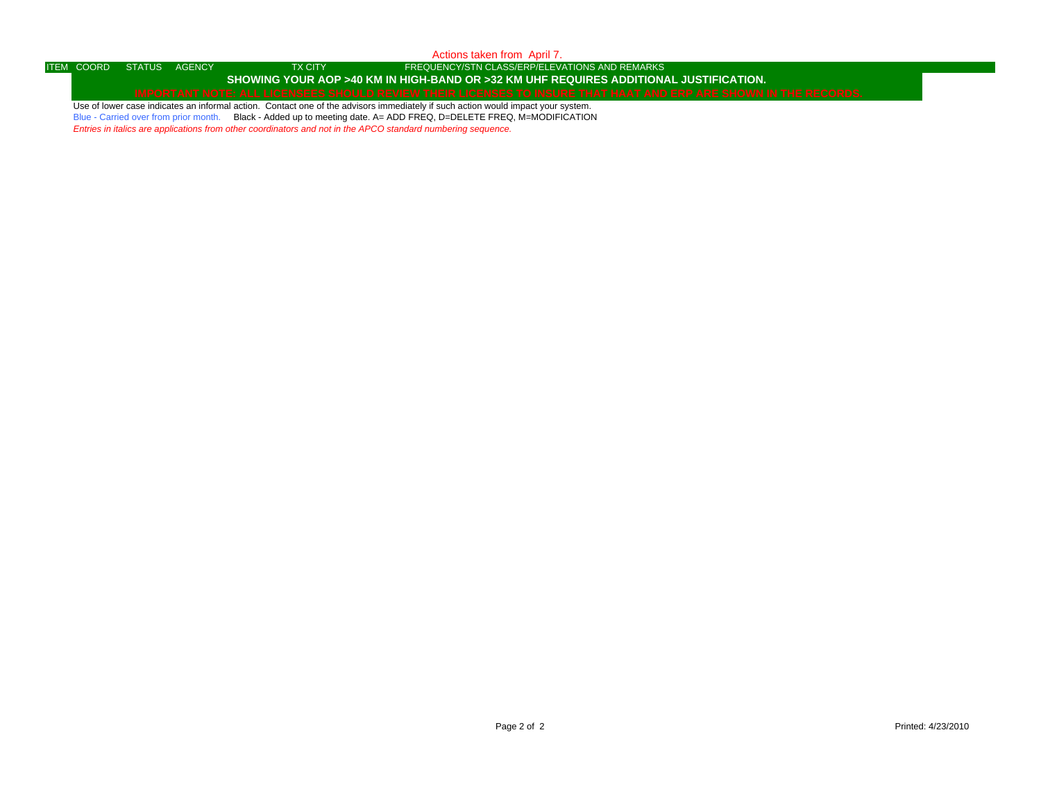Actions taken from April 7.

| ITEM | COORD | STATUS | AGENCY | TX CITY | FREQUENCY/STN CLASS/ERP/ELEVATIONS AND REMARKS |
| --- | --- | --- | --- | --- | --- |

**SHOWING YOUR AOP >40 KM IN HIGH-BAND OR >32 KM UHF REQUIRES ADDITIONAL JUSTIFICATION.**

**IMPORTANT NOTE: ALL LICENSEES SHOULD REVIEW THEIR LICENSES TO INSURE THAT HAAT AND ERP ARE SHOWN IN THE RECORDS.**

Use of lower case indicates an informal action. Contact one of the advisors immediately if such action would impact your system.

Blue - Carried over from prior month. Black - Added up to meeting date. A= ADD FREQ, D=DELETE FREQ, M=MODIFICATION

*Entries in italics are applications from other coordinators and not in the APCO standard numbering sequence.*

Printed: 4/23/2010